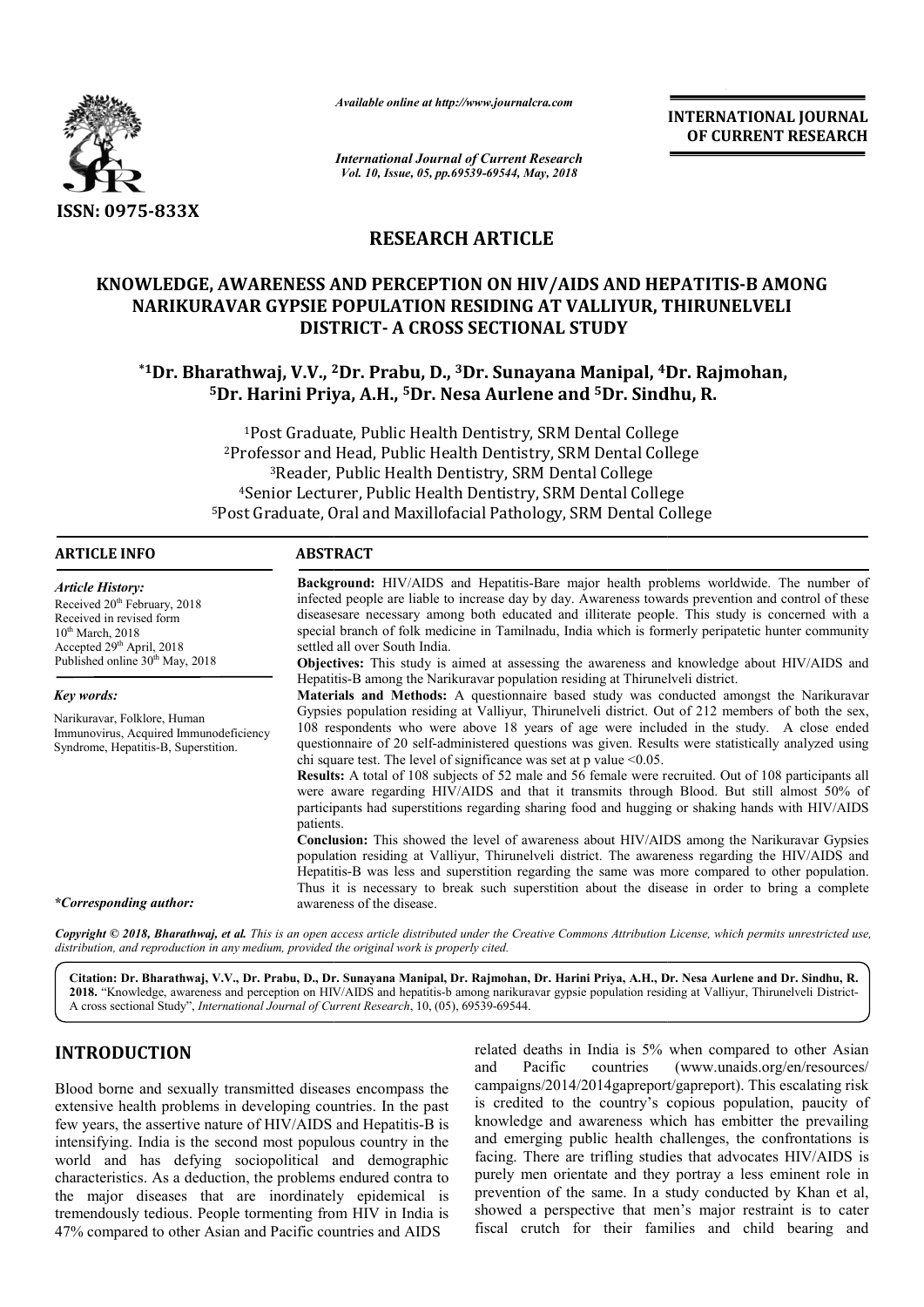ISSN: 0975-833X

*Available online at http://www.journalcra.com*

*International Journal of Current Research*
*Vol. 10, Issue, 05, pp.69539-69544, May, 2018*

**INTERNATIONAL JOURNAL OF CURRENT RESEARCH**

## RESEARCH ARTICLE

# KNOWLEDGE, AWARENESS AND PERCEPTION ON HIV/AIDS AND HEPATITIS-B AMONG NARIKURAVAR GYPSIE POPULATION RESIDING AT VALLIYUR, THIRUNELVELI DISTRICT- A CROSS SECTIONAL STUDY

**\*[1]Dr. Bharathwaj, V.V., [2]Dr. Prabu, D., [3]Dr. Sunayana Manipal, [4]Dr. Rajmohan, [5]Dr. Harini Priya, A.H., [5]Dr. Nesa Aurlene and [5]Dr. Sindhu, R.**

[1]Post Graduate, Public Health Dentistry, SRM Dental College
[2]Professor and Head, Public Health Dentistry, SRM Dental College
[3]Reader, Public Health Dentistry, SRM Dental College
[4]Senior Lecturer, Public Health Dentistry, SRM Dental College
[5]Post Graduate, Oral and Maxillofacial Pathology, SRM Dental College

### ARTICLE INFO

*Article History:*
Received 20th February, 2018
Received in revised form 10th March, 2018
Accepted 29th April, 2018
Published online 30th May, 2018

*Key words:*
Narikuravar, Folklore, Human Immunovirus, Acquired Immunodeficiency Syndrome, Hepatitis-B, Superstition.

*\*Corresponding author:*

### ABSTRACT

**Background:** HIV/AIDS and Hepatitis-Bare major health problems worldwide. The number of infected people are liable to increase day by day. Awareness towards prevention and control of these diseasesare necessary among both educated and illiterate people. This study is concerned with a special branch of folk medicine in Tamilnadu, India which is formerly peripatetic hunter community settled all over South India.

**Objectives:** This study is aimed at assessing the awareness and knowledge about HIV/AIDS and Hepatitis-B among the Narikuravar population residing at Thirunelveli district.

**Materials and Methods:** A questionnaire based study was conducted amongst the Narikuravar Gypsies population residing at Valliyur, Thirunelveli district. Out of 212 members of both the sex, 108 respondents who were above 18 years of age were included in the study. A close ended questionnaire of 20 self-administered questions was given. Results were statistically analyzed using chi square test. The level of significance was set at p value $<0.05$.

**Results:** A total of 108 subjects of 52 male and 56 female were recruited. Out of 108 participants all were aware regarding HIV/AIDS and that it transmits through Blood. But still almost 50% of participants had superstitions regarding sharing food and hugging or shaking hands with HIV/AIDS patients.

**Conclusion:** This showed the level of awareness about HIV/AIDS among the Narikuravar Gypsies population residing at Valliyur, Thirunelveli district. The awareness regarding the HIV/AIDS and Hepatitis-B was less and superstition regarding the same was more compared to other population. Thus it is necessary to break such superstition about the disease in order to bring a complete awareness of the disease.

*Copyright © 2018, Bharathwaj, et al. This is an open access article distributed under the Creative Commons Attribution License, which permits unrestricted use, distribution, and reproduction in any medium, provided the original work is properly cited.*

**Citation: Dr. Bharathwaj, V.V., Dr. Prabu, D., Dr. Sunayana Manipal, Dr. Rajmohan, Dr. Harini Priya, A.H., Dr. Nesa Aurlene and Dr. Sindhu, R. 2018.** "Knowledge, awareness and perception on HIV/AIDS and hepatitis-b among narikuravar gypsie population residing at Valliyur, Thirunelveli District- A cross sectional Study", *International Journal of Current Research*, 10, (05), 69539-69544.

## INTRODUCTION

Blood borne and sexually transmitted diseases encompass the extensive health problems in developing countries. In the past few years, the assertive nature of HIV/AIDS and Hepatitis-B is intensifying. India is the second most populous country in the world and has defying sociopolitical and demographic characteristics. As a deduction, the problems endured contra to the major diseases that are inordinately epidemical is tremendously tedious. People tormenting from HIV in India is 47% compared to other Asian and Pacific countries and AIDS related deaths in India is 5% when compared to other Asian and Pacific countries (www.unaids.org/en/resources/campaigns/2014/2014gapreport/gapreport). This escalating risk is credited to the country's copious population, paucity of knowledge and awareness which has embitter the prevailing and emerging public health challenges, the confrontations is facing. There are trifling studies that advocates HIV/AIDS is purely men orientate and they portray a less eminent role in prevention of the same. In a study conducted by Khan et al, showed a perspective that men's major restraint is to cater fiscal crutch for their families and child bearing and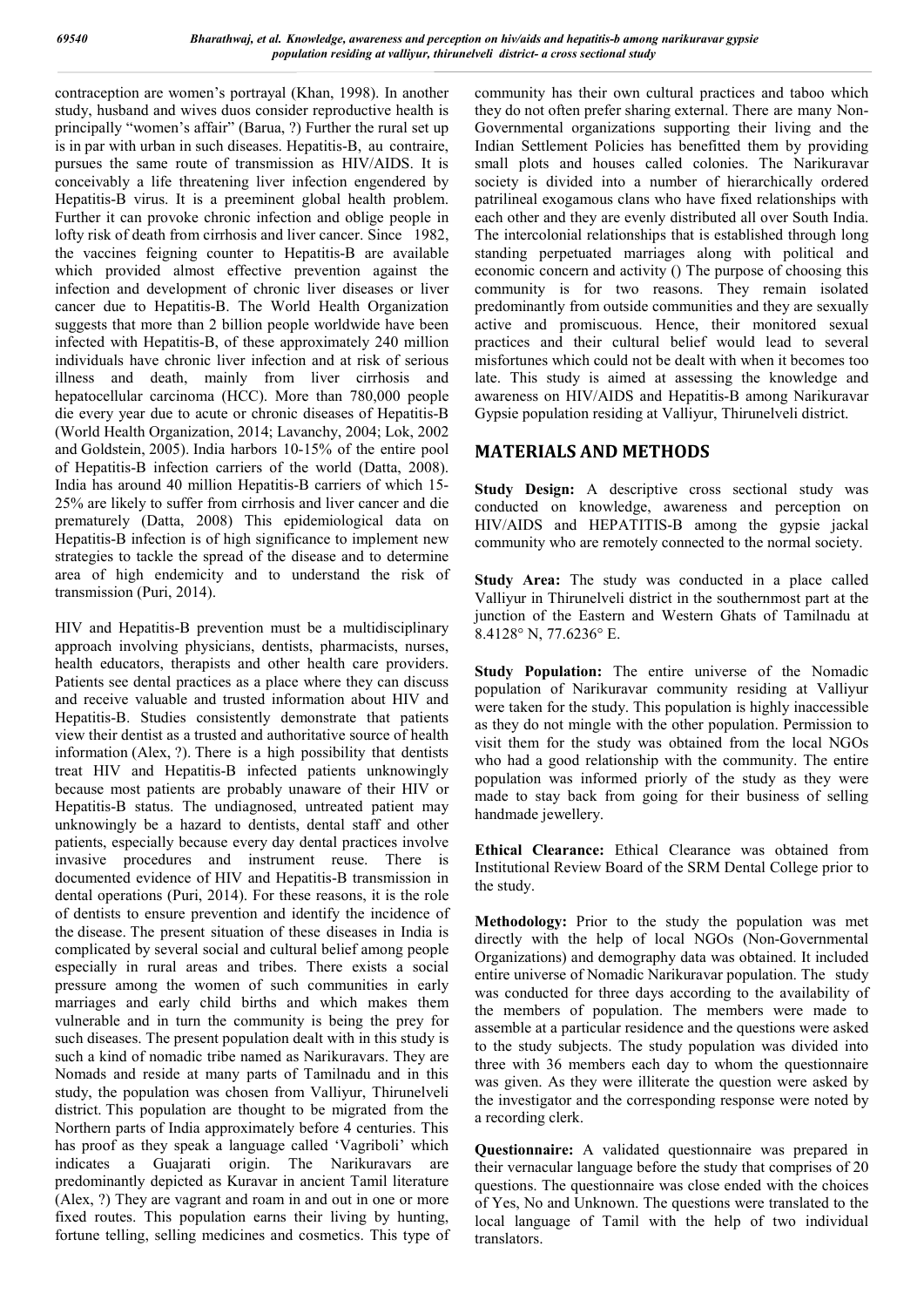contraception are women's portrayal (Khan, 1998). In another study, husband and wives duos consider reproductive health is principally "women's affair" (Barua, ?) Further the rural set up is in par with urban in such diseases. Hepatitis-B, au contraire, pursues the same route of transmission as HIV/AIDS. It is conceivably a life threatening liver infection engendered by Hepatitis-B virus. It is a preeminent global health problem. Further it can provoke chronic infection and oblige people in lofty risk of death from cirrhosis and liver cancer. Since 1982, the vaccines feigning counter to Hepatitis-B are available which provided almost effective prevention against the infection and development of chronic liver diseases or liver cancer due to Hepatitis-B. The World Health Organization suggests that more than 2 billion people worldwide have been infected with Hepatitis-B, of these approximately 240 million individuals have chronic liver infection and at risk of serious illness and death, mainly from liver cirrhosis and hepatocellular carcinoma (HCC). More than 780,000 people die every year due to acute or chronic diseases of Hepatitis-B (World Health Organization, 2014; Lavanchy, 2004; Lok, 2002 and Goldstein, 2005). India harbors 10-15% of the entire pool of Hepatitis-B infection carriers of the world (Datta, 2008). India has around 40 million Hepatitis-B carriers of which 15-25% are likely to suffer from cirrhosis and liver cancer and die prematurely (Datta, 2008) This epidemiological data on Hepatitis-B infection is of high significance to implement new strategies to tackle the spread of the disease and to determine area of high endemicity and to understand the risk of transmission (Puri, 2014).

HIV and Hepatitis-B prevention must be a multidisciplinary approach involving physicians, dentists, pharmacists, nurses, health educators, therapists and other health care providers. Patients see dental practices as a place where they can discuss and receive valuable and trusted information about HIV and Hepatitis-B. Studies consistently demonstrate that patients view their dentist as a trusted and authoritative source of health information (Alex, ?). There is a high possibility that dentists treat HIV and Hepatitis-B infected patients unknowingly because most patients are probably unaware of their HIV or Hepatitis-B status. The undiagnosed, untreated patient may unknowingly be a hazard to dentists, dental staff and other patients, especially because every day dental practices involve invasive procedures and instrument reuse. There is documented evidence of HIV and Hepatitis-B transmission in dental operations (Puri, 2014). For these reasons, it is the role of dentists to ensure prevention and identify the incidence of the disease. The present situation of these diseases in India is complicated by several social and cultural belief among people especially in rural areas and tribes. There exists a social pressure among the women of such communities in early marriages and early child births and which makes them vulnerable and in turn the community is being the prey for such diseases. The present population dealt with in this study is such a kind of nomadic tribe named as Narikuravars. They are Nomads and reside at many parts of Tamilnadu and in this study, the population was chosen from Valliyur, Thirunelveli district. This population are thought to before migrated from the Northern parts of India approximately before 4 centuries. This has proof as they speak a language called 'Vagriboli' which indicates a Guajarati origin. The Narikuravars are predominantly depicted as Kuravar in ancient Tamil literature (Alex, ?) They are vagrant and roam in and out in one or more fixed routes. This population earns their living by hunting, fortune telling, selling medicines and cosmetics. This type of community has their own cultural practices and taboo which they do not often prefer sharing external. There are many Non-Governmental organizations supporting their living and the Indian Settlement Policies has benefitted them by providing small plots and houses called colonies. The Narikuravar society is divided into a number of hierarchically ordered patrilineal exogamous clans who have fixed relationships with each other and they are evenly distributed all over South India. The intercolonial relationships that is established through long standing perpetuated marriages along with political and economic concern and activity () The purpose of choosing this community is for two reasons. They remain isolated predominantly from outside communities and they are sexually active and promiscuous. Hence, their monitored sexual practices and their cultural belief would lead to several misfortunes which could not be dealt with when it becomes too late. This study is aimed at assessing the knowledge and awareness on HIV/AIDS and Hepatitis-B among Narikuravar Gypsie population residing at Valliyur, Thirunelveli district.

## MATERIALS AND METHODS

**Study Design:** A descriptive cross sectional study was conducted on knowledge, awareness and perception on HIV/AIDS and HEPATITIS-B among the gypsie jackal community who are remotely connected to the normal society.

**Study Area:** The study was conducted in a place called Valliyur in Thirunelveli district in the southernmost part at the junction of the Eastern and Western Ghats of Tamilnadu at 8.4128° N, 77.6236° E.

**Study Population:** The entire universe of the Nomadic population of Narikuravar community residing at Valliyur were taken for the study. This population is highly inaccessible as they do not mingle with the other population. Permission to visit them for the study was obtained from the local NGOs who had a good relationship with the community. The entire population was informed priorly of the study as they were made to stay back from going for their business of selling handmade jewellery.

**Ethical Clearance:** Ethical Clearance was obtained from Institutional Review Board of the SRM Dental College prior to the study.

**Methodology:** Prior to the study the population was met directly with the help of local NGOs (Non-Governmental Organizations) and demography data was obtained. It included entire universe of Nomadic Narikuravar population. The study was conducted for three days according to the availability of the members of population. The members were made to assemble at a particular residence and the questions were asked to the study subjects. The study population was divided into three with 36 members each day to whom the questionnaire was given. As they were illiterate the question were asked by the investigator and the corresponding response were noted by a recording clerk.

**Questionnaire:** A validated questionnaire was prepared in their vernacular language before the study that comprises of 20 questions. The questionnaire was close ended with the choices of Yes, No and Unknown. The questions were translated to the local language of Tamil with the help of two individual translators.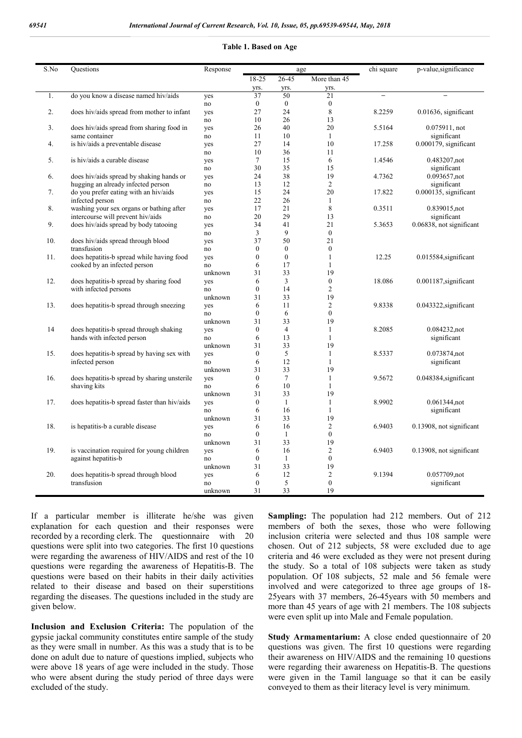**Table 1. Based on Age**

| S.No | Questions | Response | age | | | chi square | p-value,significance |
|---|---|---|---|---|---|---|---|
| | | | 18-25 yrs. | 26-45 yrs. | More than 45 yrs. | | |
| 1. | do you know a disease named hiv/aids | yes | 37 | 50 | 21 | – | – |
| | | no | 0 | 0 | 0 | | |
| 2. | does hiv/aids spread from mother to infant | yes | 27 | 24 | 8 | 8.2259 | 0.01636, significant |
| | | no | 10 | 26 | 13 | | |
| 3. | does hiv/aids spread from sharing food in same container | yes | 26 | 40 | 20 | 5.5164 | 0.075911, not significant |
| | | no | 11 | 10 | 1 | | |
| 4. | is hiv/aids a preventable disease | yes | 27 | 14 | 10 | 17.258 | 0.000179, significant |
| | | no | 10 | 36 | 11 | | |
| 5. | is hiv/aids a curable disease | yes | 7 | 15 | 6 | 1.4546 | 0.483207,not significant |
| | | no | 30 | 35 | 15 | | |
| 6. | does hiv/aids spread by shaking hands or hugging an already infected person | yes | 24 | 38 | 19 | 4.7362 | 0.093657,not significant |
| | | no | 13 | 12 | 2 | | |
| 7. | do you prefer eating with an hiv/aids infected person | yes | 15 | 24 | 20 | 17.822 | 0.000135, significant |
| | | no | 22 | 26 | 1 | | |
| 8. | washing your sex organs or bathing after intercourse will prevent hiv/aids | yes | 17 | 21 | 8 | 0.3511 | 0.839015,not significant |
| | | no | 20 | 29 | 13 | | |
| 9. | does hiv/aids spread by body tatooing | yes | 34 | 41 | 21 | 5.3653 | 0.06838, not significant |
| | | no | 3 | 9 | 0 | | |
| 10. | does hiv/aids spread through blood transfusion | yes | 37 | 50 | 21 | | |
| | | no | 0 | 0 | 0 | | |
| 11. | does hepatitis-b spread while having food cooked by an infected person | yes | 0 | 0 | 1 | 12.25 | 0.015584,significant |
| | | no | 6 | 17 | 1 | | |
| | | unknown | 31 | 33 | 19 | | |
| 12. | does hepatitis-b spread by sharing food with infected persons | yes | 6 | 3 | 0 | 18.086 | 0.001187,significant |
| | | no | 0 | 14 | 2 | | |
| | | unknown | 31 | 33 | 19 | | |
| 13. | does hepatitis-b spread through sneezing | yes | 6 | 11 | 2 | 9.8338 | 0.043322,significant |
| | | no | 0 | 6 | 0 | | |
| | | unknown | 31 | 33 | 19 | | |
| 14 | does hepatitis-b spread through shaking hands with infected person | yes | 0 | 4 | 1 | 8.2085 | 0.084232,not significant |
| | | no | 6 | 13 | 1 | | |
| | | unknown | 31 | 33 | 19 | | |
| 15. | does hepatitis-b spread by having sex with infected person | yes | 0 | 5 | 1 | 8.5337 | 0.073874,not significant |
| | | no | 6 | 12 | 1 | | |
| | | unknown | 31 | 33 | 19 | | |
| 16. | does hepatitis-b spread by sharing unsterile shaving kits | yes | 0 | 7 | 1 | 9.5672 | 0.048384,significant |
| | | no | 6 | 10 | 1 | | |
| | | unknown | 31 | 33 | 19 | | |
| 17. | does hepatitis-b spread faster than hiv/aids | yes | 0 | 1 | 1 | 8.9902 | 0.061344,not significant |
| | | no | 6 | 16 | 1 | | |
| | | unknown | 31 | 33 | 19 | | |
| 18. | is hepatitis-b a curable disease | yes | 6 | 16 | 2 | 6.9403 | 0.13908, not significant |
| | | no | 0 | 1 | 0 | | |
| | | unknown | 31 | 33 | 19 | | |
| 19. | is vaccination required for young children against hepatitis-b | yes | 6 | 16 | 2 | 6.9403 | 0.13908, not significant |
| | | no | 0 | 1 | 0 | | |
| | | unknown | 31 | 33 | 19 | | |
| 20. | does hepatitis-b spread through blood transfusion | yes | 6 | 12 | 2 | 9.1394 | 0.057709,not significant |
| | | no | 0 | 5 | 0 | | |
| | | unknown | 31 | 33 | 19 | | |

If a particular member is illiterate he/she was given explanation for each question and their responses were recorded by a recording clerk. The questionnaire with 20 questions were split into two categories. The first 10 questions were regarding the awareness of HIV/AIDS and rest of the 10 questions were regarding the awareness of Hepatitis-B. The questions were based on their habits in their daily activities related to their disease and based on their superstitions regarding the diseases. The questions included in the study are given below.

**Inclusion and Exclusion Criteria:** The population of the gypsie jackal community constitutes entire sample of the study as they were small in number. As this was a study that is to be done on adult due to nature of questions implied, subjects who were above 18 years of age were included in the study. Those who were absent during the study period of three days were excluded of the study.

**Sampling:** The population had 212 members. Out of 212 members of both the sexes, those who were following inclusion criteria were selected and thus 108 sample were chosen. Out of 212 subjects, 58 were excluded due to age criteria and 46 were excluded as they were not present during the study. So a total of 108 subjects were taken as study population. Of 108 subjects, 52 male and 56 female were involved and were categorized to three age groups of 18-25years with 37 members, 26-45years with 50 members and more than 45 years of age with 21 members. The 108 subjects were even split up into Male and Female population.

**Study Armamentarium:** A close ended questionnaire of 20 questions was given. The first 10 questions were regarding their awareness on HIV/AIDS and the remaining 10 questions were regarding their awareness on Hepatitis-B. The questions were given in the Tamil language so that it can be easily conveyed to them as their literacy level is very minimum.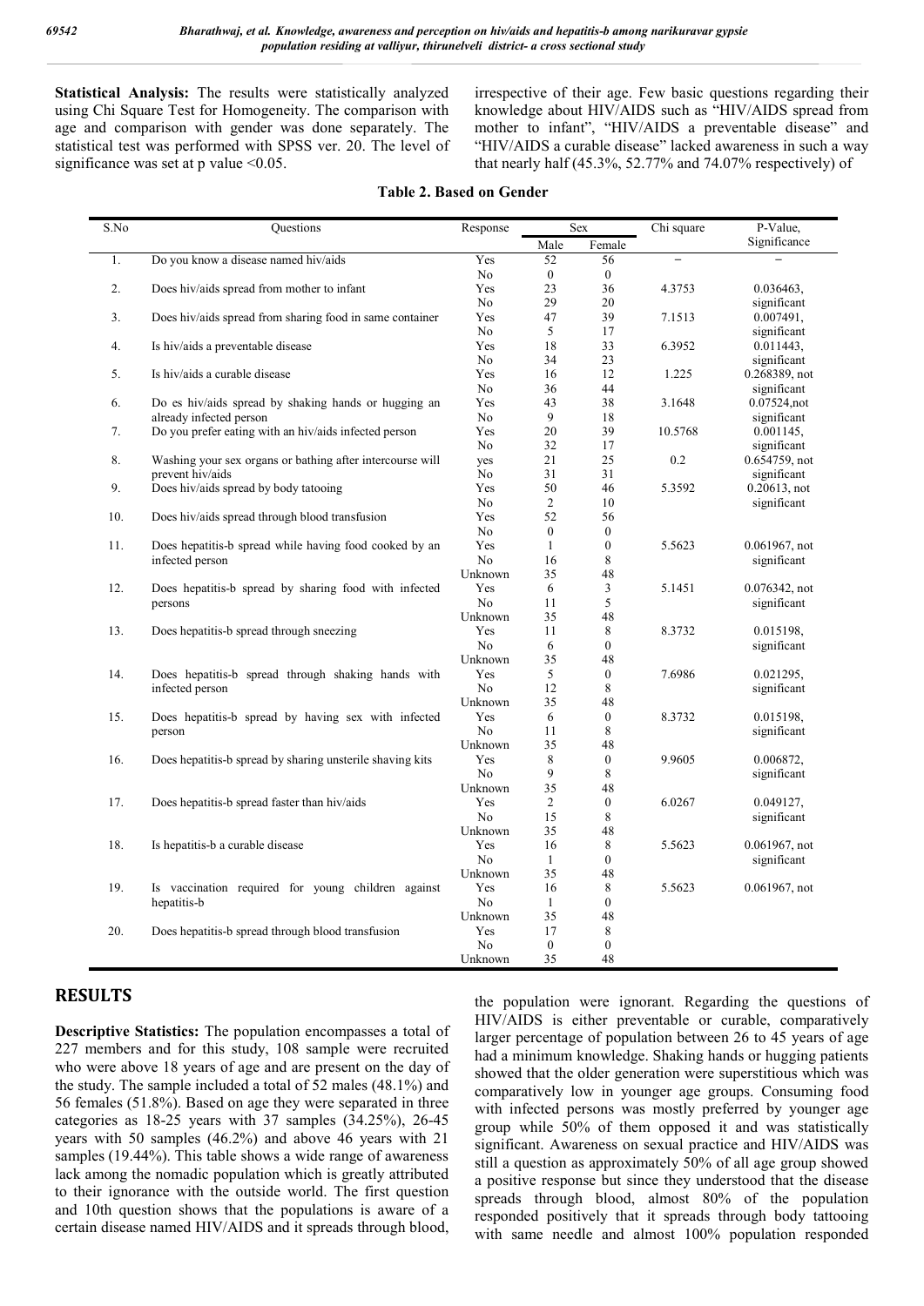**Statistical Analysis:** The results were statistically analyzed using Chi Square Test for Homogeneity. The comparison with age and comparison with gender was done separately. The statistical test was performed with SPSS ver. 20. The level of significance was set at p value <0.05.

irrespective of their age. Few basic questions regarding their knowledge about HIV/AIDS such as "HIV/AIDS spread from mother to infant", "HIV/AIDS a preventable disease" and "HIV/AIDS a curable disease" lacked awareness in such a way that nearly half (45.3%, 52.77% and 74.07% respectively) of

**Table 2. Based on Gender**

| S.No | Questions | Response | Sex | | Chi square | P-Value, Significance |
|---|---|---|---|---|---|---|
| | | | Male | Female | | |
| 1. | Do you know a disease named hiv/aids | Yes | 52 | 56 | – | – |
| | | No | 0 | 0 | | |
| 2. | Does hiv/aids spread from mother to infant | Yes | 23 | 36 | 4.3753 | 0.036463, |
| | | No | 29 | 20 | | significant |
| 3. | Does hiv/aids spread from sharing food in same container | Yes | 47 | 39 | 7.1513 | 0.007491, |
| | | No | 5 | 17 | | significant |
| 4. | Is hiv/aids a preventable disease | Yes | 18 | 33 | 6.3952 | 0.011443, |
| | | No | 34 | 23 | | significant |
| 5. | Is hiv/aids a curable disease | Yes | 16 | 12 | 1.225 | 0.268389, not |
| | | No | 36 | 44 | | significant |
| 6. | Do es hiv/aids spread by shaking hands or hugging an already infected person | Yes | 43 | 38 | 3.1648 | 0.07524,not |
| | | No | 9 | 18 | | significant |
| 7. | Do you prefer eating with an hiv/aids infected person | Yes | 20 | 39 | 10.5768 | 0.001145, |
| | | No | 32 | 17 | | significant |
| 8. | Washing your sex organs or bathing after intercourse will prevent hiv/aids | yes | 21 | 25 | 0.2 | 0.654759, not |
| | | No | 31 | 31 | | significant |
| 9. | Does hiv/aids spread by body tatooing | Yes | 50 | 46 | 5.3592 | 0.20613, not |
| | | No | 2 | 10 | | significant |
| 10. | Does hiv/aids spread through blood transfusion | Yes | 52 | 56 | | |
| | | No | 0 | 0 | | |
| 11. | Does hepatitis-b spread while having food cooked by an infected person | Yes | 1 | 0 | 5.5623 | 0.061967, not |
| | | No | 16 | 8 | | significant |
| | | Unknown | 35 | 48 | | |
| 12. | Does hepatitis-b spread by sharing food with infected persons | Yes | 6 | 3 | 5.1451 | 0.076342, not |
| | | No | 11 | 5 | | significant |
| | | Unknown | 35 | 48 | | |
| 13. | Does hepatitis-b spread through sneezing | Yes | 11 | 8 | 8.3732 | 0.015198, |
| | | No | 6 | 0 | | significant |
| | | Unknown | 35 | 48 | | |
| 14. | Does hepatitis-b spread through shaking hands with infected person | Yes | 5 | 0 | 7.6986 | 0.021295, |
| | | No | 12 | 8 | | significant |
| | | Unknown | 35 | 48 | | |
| 15. | Does hepatitis-b spread by having sex with infected person | Yes | 6 | 0 | 8.3732 | 0.015198, |
| | | No | 11 | 8 | | significant |
| | | Unknown | 35 | 48 | | |
| 16. | Does hepatitis-b spread by sharing unsterile shaving kits | Yes | 8 | 0 | 9.9605 | 0.006872, |
| | | No | 9 | 8 | | significant |
| | | Unknown | 35 | 48 | | |
| 17. | Does hepatitis-b spread faster than hiv/aids | Yes | 2 | 0 | 6.0267 | 0.049127, |
| | | No | 15 | 8 | | significant |
| | | Unknown | 35 | 48 | | |
| 18. | Is hepatitis-b a curable disease | Yes | 16 | 8 | 5.5623 | 0.061967, not |
| | | No | 1 | 0 | | significant |
| | | Unknown | 35 | 48 | | |
| 19. | Is vaccination required for young children against hepatitis-b | Yes | 16 | 8 | 5.5623 | 0.061967, not |
| | | No | 1 | 0 | | |
| | | Unknown | 35 | 48 | | |
| 20. | Does hepatitis-b spread through blood transfusion | Yes | 17 | 8 | | |
| | | No | 0 | 0 | | |
| | | Unknown | 35 | 48 | | |

## RESULTS

**Descriptive Statistics:** The population encompasses a total of 227 members and for this study, 108 sample were recruited who were above 18 years of age and are present on the day of the study. The sample included a total of 52 males (48.1%) and 56 females (51.8%). Based on age they were separated in three categories as 18-25 years with 37 samples (34.25%), 26-45 years with 50 samples (46.2%) and above 46 years with 21 samples (19.44%). This table shows a wide range of awareness lack among the nomadic population which is greatly attributed to their ignorance with the outside world. The first question and 10th question shows that the populations is aware of a certain disease named HIV/AIDS and it spreads through blood, the population were ignorant. Regarding the questions of HIV/AIDS is either preventable or curable, comparatively larger percentage of population between 26 to 45 years of age had a minimum knowledge. Shaking hands or hugging patients showed that the older generation were superstitious which was comparatively low in younger age groups. Consuming food with infected persons was mostly preferred by younger age group while 50% of them opposed it and was statistically significant. Awareness on sexual practice and HIV/AIDS was still a question as approximately 50% of all age group showed a positive response but since they understood that the disease spreads through blood, almost 80% of the population responded positively that it spreads through body tattooing with same needle and almost 100% population responded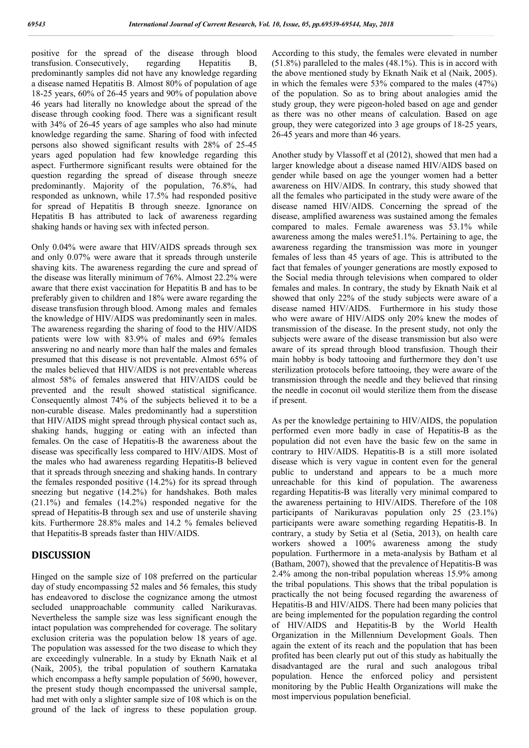positive for the spread of the disease through blood transfusion. Consecutively, regarding Hepatitis B, predominantly samples did not have any knowledge regarding a disease named Hepatitis B. Almost 80% of population of age 18-25 years, 60% of 26-45 years and 90% of population above 46 years had literally no knowledge about the spread of the disease through cooking food. There was a significant result with 34% of 26-45 years of age samples who also had minute knowledge regarding the same. Sharing of food with infected persons also showed significant results with 28% of 25-45 years aged population had few knowledge regarding this aspect. Furthermore significant results were obtained for the question regarding the spread of disease through sneeze predominantly. Majority of the population, 76.8%, had responded as unknown, while 17.5% had responded positive for spread of Hepatitis B through sneeze. Ignorance on Hepatitis B has attributed to lack of awareness regarding shaking hands or having sex with infected person.

Only 0.04% were aware that HIV/AIDS spreads through sex and only 0.07% were aware that it spreads through unsterile shaving kits. The awareness regarding the cure and spread of the disease was literally minimum of 76%. Almost 22.2% were aware that there exist vaccination for Hepatitis B and has to be preferably given to children and 18% were aware regarding the disease transfusion through blood. Among males and females the knowledge of HIV/AIDS was predominantly seen in males. The awareness regarding the sharing of food to the HIV/AIDS patients were low with 83.9% of males and 69% females answering no and nearly more than half the males and females presumed that this disease is not preventable. Almost 65% of the males believed that HIV/AIDS is not preventable whereas almost 58% of females answered that HIV/AIDS could be prevented and the result showed statistical significance. Consequently almost 74% of the subjects believed it to be a non-curable disease. Males predominantly had a superstition that HIV/AIDS might spread through physical contact such as, shaking hands, hugging or eating with an infected than females. On the case of Hepatitis-B the awareness about the disease was specifically less compared to HIV/AIDS. Most of the males who had awareness regarding Hepatitis-B believed that it spreads through sneezing and shaking hands. In contrary the females responded positive (14.2%) for its spread through sneezing but negative (14.2%) for handshakes. Both males (21.1%) and females (14.2%) responded negative for the spread of Hepatitis-B through sex and use of unsterile shaving kits. Furthermore 28.8% males and 14.2 % females believed that Hepatitis-B spreads faster than HIV/AIDS.

## DISCUSSION

Hinged on the sample size of 108 preferred on the particular day of study encompassing 52 males and 56 females, this study has endeavored to disclose the cognizance among the utmost secluded unapproachable community called Narikuravas. Nevertheless the sample size was less significant enough the intact population was comprehended for coverage. The solitary exclusion criteria was the population below 18 years of age. The population was assessed for the two disease to which they are exceedingly vulnerable. In a study by Eknath Naik et al (Naik, 2005), the tribal population of southern Karnataka which encompass a hefty sample population of 5690, however, the present study though encompassed the universal sample, had met with only a slighter sample size of 108 which is on the ground of the lack of ingress to these population group. According to this study, the females were elevated in number (51.8%) paralleled to the males (48.1%). This is in accord with the above mentioned study by Eknath Naik et al (Naik, 2005). in which the females were 53% compared to the males (47%) of the population. So as to bring about analogies amid the study group, they were pigeon-holed based on age and gender as there was no other means of calculation. Based on age group, they were categorized into 3 age groups of 18-25 years, 26-45 years and more than 46 years.

Another study by Vlassoff et al (2012), showed that men had a larger knowledge about a disease named HIV/AIDS based on gender while based on age the younger women had a better awareness on HIV/AIDS. In contrary, this study showed that all the females who participated in the study were aware of the disease named HIV/AIDS. Concerning the spread of the disease, amplified awareness was sustained among the females compared to males. Female awareness was 53.1% while awareness among the males were51.1%. Pertaining to age, the awareness regarding the transmission was more in younger females of less than 45 years of age. This is attributed to the fact that females of younger generations are mostly exposed to the Social media through televisions when compared to older females and males. In contrary, the study by Eknath Naik et al showed that only 22% of the study subjects were aware of a disease named HIV/AIDS. Furthermore in his study those who were aware of HIV/AIDS only 20% knew the modes of transmission of the disease. In the present study, not only the subjects were aware of the disease transmission but also were aware of its spread through blood transfusion. Though their main hobby is body tattooing and furthermore they don't use sterilization protocols before tattooing, they were aware of the transmission through the needle and they believed that rinsing the needle in coconut oil would sterilize them from the disease if present.

As per the knowledge pertaining to HIV/AIDS, the population performed even more badly in case of Hepatitis-B as the population did not even have the basic few on the same in contrary to HIV/AIDS. Hepatitis-B is a still more isolated disease which is very vague in content even for the general public to understand and appears to be a much more unreachable for this kind of population. The awareness regarding Hepatitis-B was literally very minimal compared to the awareness pertaining to HIV/AIDS. Therefore of the 108 participants of Narikuravas population only 25 (23.1%) participants were aware something regarding Hepatitis-B. In contrary, a study by Setia et al (Setia, 2013), on health care workers showed a 100% awareness among the study population. Furthermore in a meta-analysis by Batham et al (Batham, 2007), showed that the prevalence of Hepatitis-B was 2.4% among the non-tribal population whereas 15.9% among the tribal populations. This shows that the tribal population is practically the not being focused regarding the awareness of Hepatitis-B and HIV/AIDS. There had been many policies that are being implemented for the population regarding the control of HIV/AIDS and Hepatitis-B by the World Health Organization in the Millennium Development Goals. Then again the extent of its reach and the population that has been profited has been clearly put out of this study as habitually the disadvantaged are the rural and such analogous tribal population. Hence the enforced policy and persistent monitoring by the Public Health Organizations will make the most impervious population beneficial.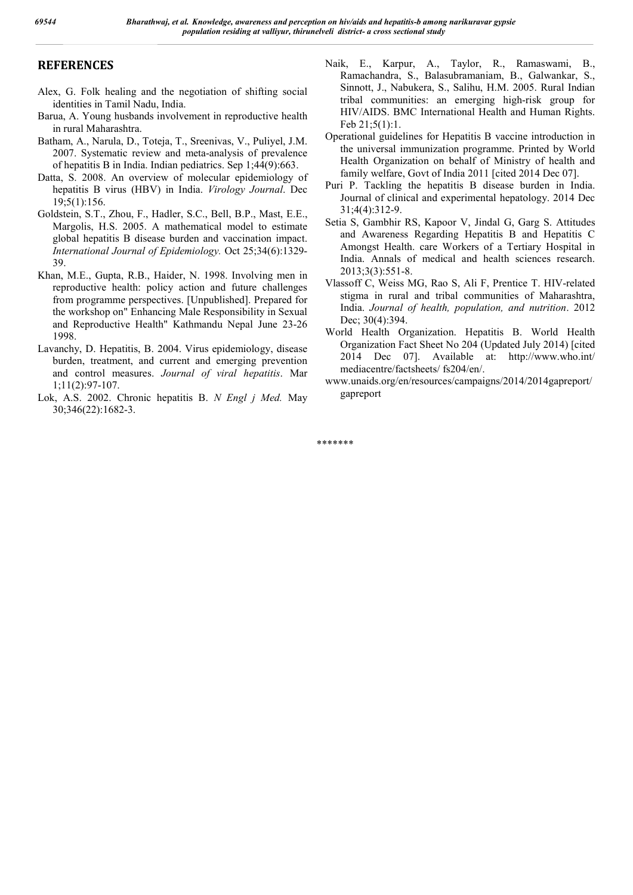## REFERENCES

Alex, G. Folk healing and the negotiation of shifting social identities in Tamil Nadu, India.

Barua, A. Young husbands involvement in reproductive health in rural Maharashtra.

Batham, A., Narula, D., Toteja, T., Sreenivas, V., Puliyel, J.M. 2007. Systematic review and meta-analysis of prevalence of hepatitis B in India. Indian pediatrics. Sep 1;44(9):663.

Datta, S. 2008. An overview of molecular epidemiology of hepatitis B virus (HBV) in India. *Virology Journal*. Dec 19;5(1):156.

Goldstein, S.T., Zhou, F., Hadler, S.C., Bell, B.P., Mast, E.E., Margolis, H.S. 2005. A mathematical model to estimate global hepatitis B disease burden and vaccination impact. *International Journal of Epidemiology.* Oct 25;34(6):1329-39.

Khan, M.E., Gupta, R.B., Haider, N. 1998. Involving men in reproductive health: policy action and future challenges from programme perspectives. [Unpublished]. Prepared for the workshop on" Enhancing Male Responsibility in Sexual and Reproductive Health" Kathmandu Nepal June 23-26 1998.

Lavanchy, D. Hepatitis, B. 2004. Virus epidemiology, disease burden, treatment, and current and emerging prevention and control measures. *Journal of viral hepatitis*. Mar 1;11(2):97-107.

Lok, A.S. 2002. Chronic hepatitis B. *N Engl j Med.* May 30;346(22):1682-3.

Naik, E., Karpur, A., Taylor, R., Ramaswami, B., Ramachandra, S., Balasubramaniam, B., Galwankar, S., Sinnott, J., Nabukera, S., Salihu, H.M. 2005. Rural Indian tribal communities: an emerging high-risk group for HIV/AIDS. BMC International Health and Human Rights. Feb 21;5(1):1.

Operational guidelines for Hepatitis B vaccine introduction in the universal immunization programme. Printed by World Health Organization on behalf of Ministry of health and family welfare, Govt of India 2011 [cited 2014 Dec 07].

Puri P. Tackling the hepatitis B disease burden in India. Journal of clinical and experimental hepatology. 2014 Dec 31;4(4):312-9.

Setia S, Gambhir RS, Kapoor V, Jindal G, Garg S. Attitudes and Awareness Regarding Hepatitis B and Hepatitis C Amongst Health. care Workers of a Tertiary Hospital in India. Annals of medical and health sciences research. 2013;3(3):551-8.

Vlassoff C, Weiss MG, Rao S, Ali F, Prentice T. HIV-related stigma in rural and tribal communities of Maharashtra, India. *Journal of health, population, and nutrition*. 2012 Dec; 30(4):394.

World Health Organization. Hepatitis B. World Health Organization Fact Sheet No 204 (Updated July 2014) [cited 2014 Dec 07]. Available at: http://www.who.int/ mediacentre/factsheets/ fs204/en/.

www.unaids.org/en/resources/campaigns/2014/2014gapreport/ gapreport

\*\*\*\*\*\*\*